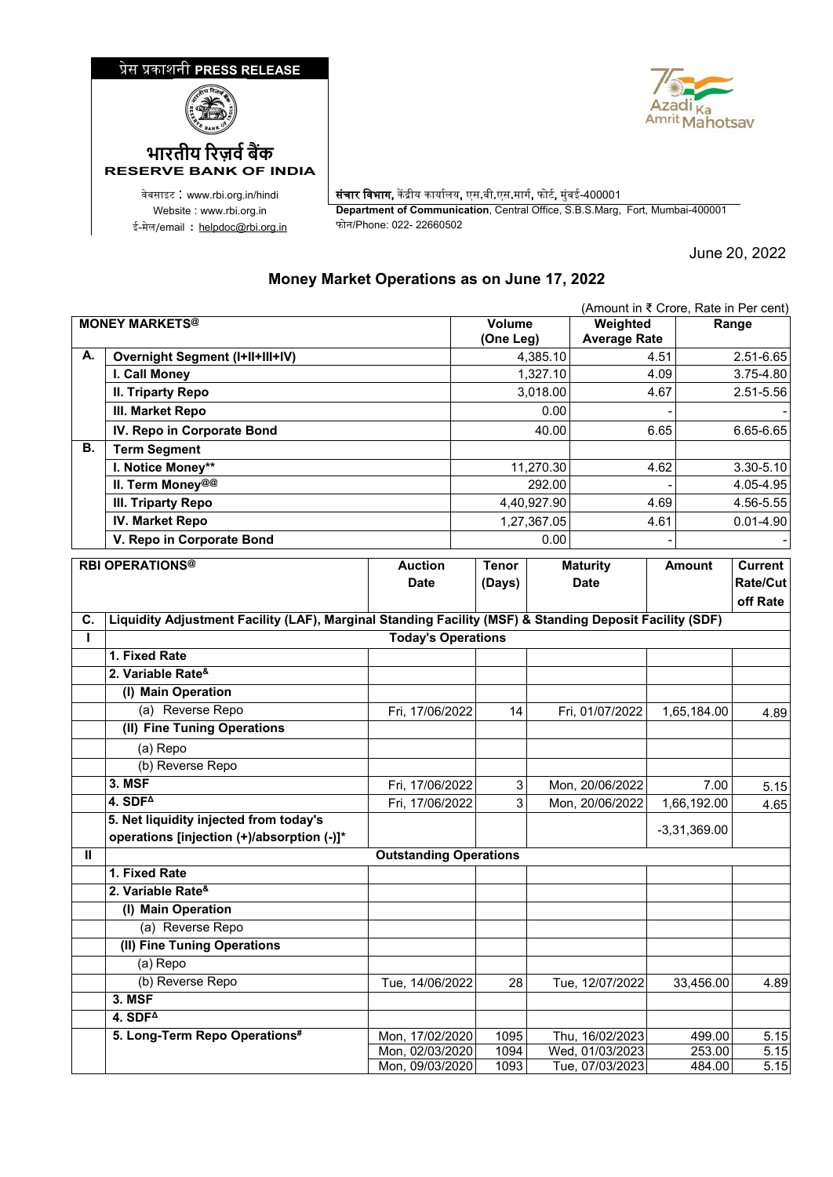प्रेस प्रकाशनी **PRESS RELEASE**

**भारतीय रिज़र्व बैंक**
**RESERVE BANK OF INDIA**

वेबसाइट : www.rbi.org.in/hindi
Website : www.rbi.org.in
ई-मेल/email : helpdoc@rbi.org.in

**संचार विभाग,** केंद्रीय कार्यालय, एस.बी.एस.मार्ग, फोर्ट, मुंबई-400001
**Department of Communication**, Central Office, S.B.S.Marg, Fort, Mumbai-400001
फोन/Phone: 022- 22660502

June 20, 2022

## Money Market Operations as on June 17, 2022

(Amount in ₹ Crore, Rate in Per cent)

| MONEY MARKETS@ | | Volume (One Leg) | Weighted Average Rate | Range |
|---|---|---|---|---|
| **A.** | **Overnight Segment (I+II+III+IV)** | 4,385.10 | 4.51 | 2.51-6.65 |
| | **I. Call Money** | 1,327.10 | 4.09 | 3.75-4.80 |
| | **II. Triparty Repo** | 3,018.00 | 4.67 | 2.51-5.56 |
| | **III. Market Repo** | 0.00 | - | - |
| | **IV. Repo in Corporate Bond** | 40.00 | 6.65 | 6.65-6.65 |
| **B.** | **Term Segment** | | | |
| | **I. Notice Money\*\*** | 11,270.30 | 4.62 | 3.30-5.10 |
| | **II. Term Money@@** | 292.00 | - | 4.05-4.95 |
| | **III. Triparty Repo** | 4,40,927.90 | 4.69 | 4.56-5.55 |
| | **IV. Market Repo** | 1,27,367.05 | 4.61 | 0.01-4.90 |
| | **V. Repo in Corporate Bond** | 0.00 | - | - |

| RBI OPERATIONS@ | | Auction Date | Tenor (Days) | Maturity Date | Amount | Current Rate/Cut off Rate |
|---|---|---|---|---|---|---|
| **C.** | **Liquidity Adjustment Facility (LAF), Marginal Standing Facility (MSF) & Standing Deposit Facility (SDF)** | | | | | |
| **I** | **Today's Operations** | | | | | |
| | **1. Fixed Rate** | | | | | |
| | **2. Variable Rate&** | | | | | |
| | **(I) Main Operation** | | | | | |
| | (a) Reverse Repo | Fri, 17/06/2022 | 14 | Fri, 01/07/2022 | 1,65,184.00 | 4.89 |
| | **(II) Fine Tuning Operations** | | | | | |
| | (a) Repo | | | | | |
| | (b) Reverse Repo | | | | | |
| | **3. MSF** | Fri, 17/06/2022 | 3 | Mon, 20/06/2022 | 7.00 | 5.15 |
| | **4. SDF∆** | Fri, 17/06/2022 | 3 | Mon, 20/06/2022 | 1,66,192.00 | 4.65 |
| | **5. Net liquidity injected from today's operations [injection (+)/absorption (-)]\*** | | | | -3,31,369.00 | |
| **II** | **Outstanding Operations** | | | | | |
| | **1. Fixed Rate** | | | | | |
| | **2. Variable Rate&** | | | | | |
| | **(I) Main Operation** | | | | | |
| | (a) Reverse Repo | | | | | |
| | **(II) Fine Tuning Operations** | | | | | |
| | (a) Repo | | | | | |
| | (b) Reverse Repo | Tue, 14/06/2022 | 28 | Tue, 12/07/2022 | 33,456.00 | 4.89 |
| | **3. MSF** | | | | | |
| | **4. SDF∆** | | | | | |
| | **5. Long-Term Repo Operations#** | Mon, 17/02/2020 | 1095 | Thu, 16/02/2023 | 499.00 | 5.15 |
| | | Mon, 02/03/2020 | 1094 | Wed, 01/03/2023 | 253.00 | 5.15 |
| | | Mon, 09/03/2020 | 1093 | Tue, 07/03/2023 | 484.00 | 5.15 |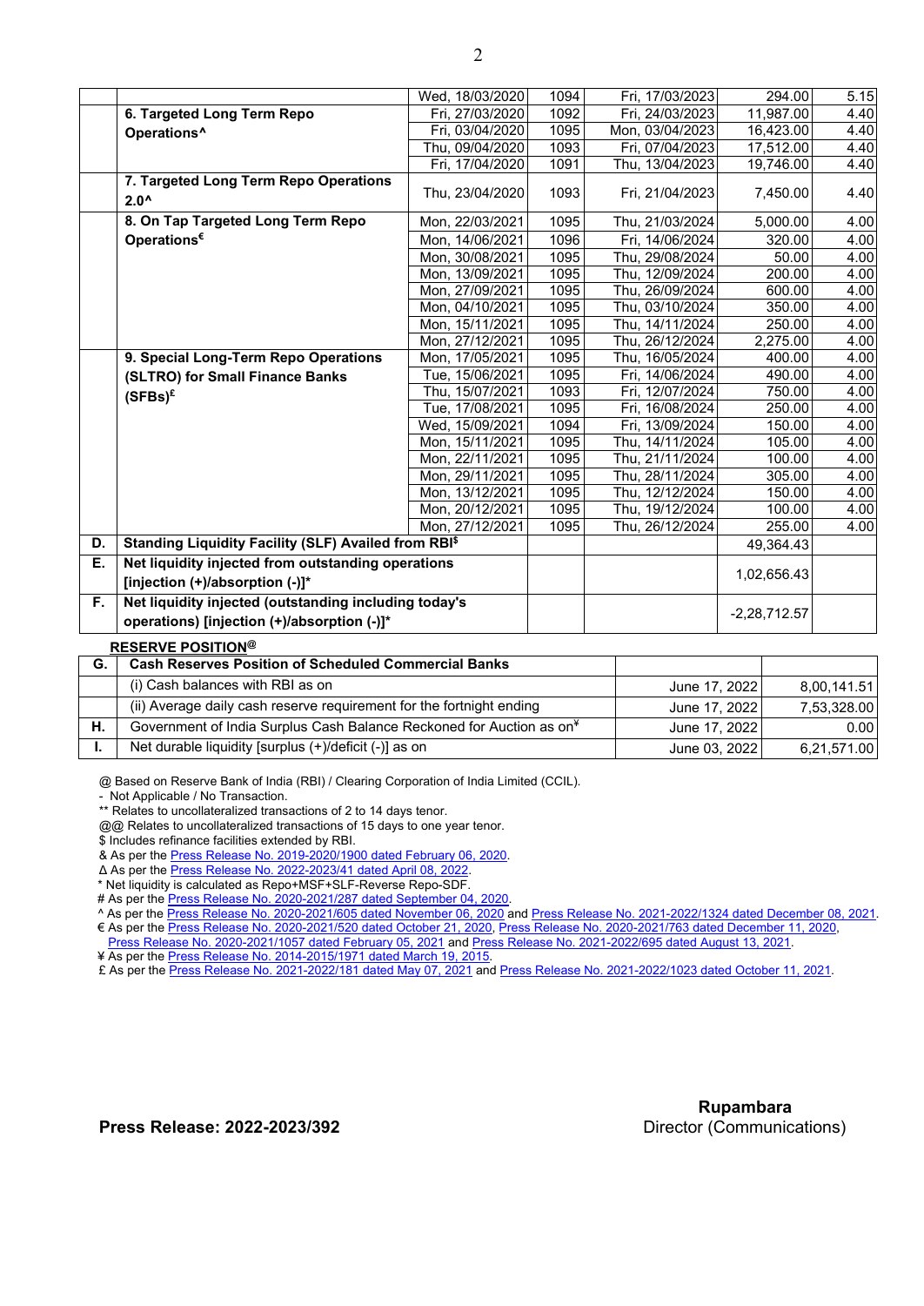| | | | | | | |
|---|---|---|---|---|---|---|
| | | Wed, 18/03/2020 | 1094 | Fri, 17/03/2023 | 294.00 | 5.15 |
| | **6. Targeted Long Term Repo Operations^** | Fri, 27/03/2020 | 1092 | Fri, 24/03/2023 | 11,987.00 | 4.40 |
| | | Fri, 03/04/2020 | 1095 | Mon, 03/04/2023 | 16,423.00 | 4.40 |
| | | Thu, 09/04/2020 | 1093 | Fri, 07/04/2023 | 17,512.00 | 4.40 |
| | | Fri, 17/04/2020 | 1091 | Thu, 13/04/2023 | 19,746.00 | 4.40 |
| | **7. Targeted Long Term Repo Operations 2.0^** | Thu, 23/04/2020 | 1093 | Fri, 21/04/2023 | 7,450.00 | 4.40 |
| | **8. On Tap Targeted Long Term Repo Operations€** | Mon, 22/03/2021 | 1095 | Thu, 21/03/2024 | 5,000.00 | 4.00 |
| | | Mon, 14/06/2021 | 1096 | Fri, 14/06/2024 | 320.00 | 4.00 |
| | | Mon, 30/08/2021 | 1095 | Thu, 29/08/2024 | 50.00 | 4.00 |
| | | Mon, 13/09/2021 | 1095 | Thu, 12/09/2024 | 200.00 | 4.00 |
| | | Mon, 27/09/2021 | 1095 | Thu, 26/09/2024 | 600.00 | 4.00 |
| | | Mon, 04/10/2021 | 1095 | Thu, 03/10/2024 | 350.00 | 4.00 |
| | | Mon, 15/11/2021 | 1095 | Thu, 14/11/2024 | 250.00 | 4.00 |
| | | Mon, 27/12/2021 | 1095 | Thu, 26/12/2024 | 2,275.00 | 4.00 |
| | **9. Special Long-Term Repo Operations (SLTRO) for Small Finance Banks (SFBs)£** | Mon, 17/05/2021 | 1095 | Thu, 16/05/2024 | 400.00 | 4.00 |
| | | Tue, 15/06/2021 | 1095 | Fri, 14/06/2024 | 490.00 | 4.00 |
| | | Thu, 15/07/2021 | 1093 | Fri, 12/07/2024 | 750.00 | 4.00 |
| | | Tue, 17/08/2021 | 1095 | Fri, 16/08/2024 | 250.00 | 4.00 |
| | | Wed, 15/09/2021 | 1094 | Fri, 13/09/2024 | 150.00 | 4.00 |
| | | Mon, 15/11/2021 | 1095 | Thu, 14/11/2024 | 105.00 | 4.00 |
| | | Mon, 22/11/2021 | 1095 | Thu, 21/11/2024 | 100.00 | 4.00 |
| | | Mon, 29/11/2021 | 1095 | Thu, 28/11/2024 | 305.00 | 4.00 |
| | | Mon, 13/12/2021 | 1095 | Thu, 12/12/2024 | 150.00 | 4.00 |
| | | Mon, 20/12/2021 | 1095 | Thu, 19/12/2024 | 100.00 | 4.00 |
| | | Mon, 27/12/2021 | 1095 | Thu, 26/12/2024 | 255.00 | 4.00 |
| **D.** | **Standing Liquidity Facility (SLF) Availed from RBI$** | | | | 49,364.43 | |
| **E.** | **Net liquidity injected from outstanding operations [injection (+)/absorption (-)]*** | | | | 1,02,656.43 | |
| **F.** | **Net liquidity injected (outstanding including today's operations) [injection (+)/absorption (-)]*** | | | | -2,28,712.57 | |

**RESERVE POSITION@**

| | | | |
|---|---|---|---|
| **G.** | **Cash Reserves Position of Scheduled Commercial Banks** | | |
| | (i) Cash balances with RBI as on | June 17, 2022 | 8,00,141.51 |
| | (ii) Average daily cash reserve requirement for the fortnight ending | June 17, 2022 | 7,53,328.00 |
| **H.** | Government of India Surplus Cash Balance Reckoned for Auction as on¥ | June 17, 2022 | 0.00 |
| **I.** | Net durable liquidity [surplus (+)/deficit (-)] as on | June 03, 2022 | 6,21,571.00 |

@ Based on Reserve Bank of India (RBI) / Clearing Corporation of India Limited (CCIL).

\- Not Applicable / No Transaction.

** Relates to uncollateralized transactions of 2 to 14 days tenor.

@@ Relates to uncollateralized transactions of 15 days to one year tenor.

$ Includes refinance facilities extended by RBI.

& As per the Press Release No. 2019-2020/1900 dated February 06, 2020.

Δ As per the Press Release No. 2022-2023/41 dated April 08, 2022.

* Net liquidity is calculated as Repo+MSF+SLF-Reverse Repo-SDF.

# As per the Press Release No. 2020-2021/287 dated September 04, 2020.

^ As per the Press Release No. 2020-2021/605 dated November 06, 2020 and Press Release No. 2021-2022/1324 dated December 08, 2021.

€ As per the Press Release No. 2020-2021/520 dated October 21, 2020, Press Release No. 2020-2021/763 dated December 11, 2020, Press Release No. 2020-2021/1057 dated February 05, 2021 and Press Release No. 2021-2022/695 dated August 13, 2021.

¥ As per the Press Release No. 2014-2015/1971 dated March 19, 2015.

£ As per the Press Release No. 2021-2022/181 dated May 07, 2021 and Press Release No. 2021-2022/1023 dated October 11, 2021.

**Press Release: 2022-2023/392**

**Rupambara**
Director (Communications)